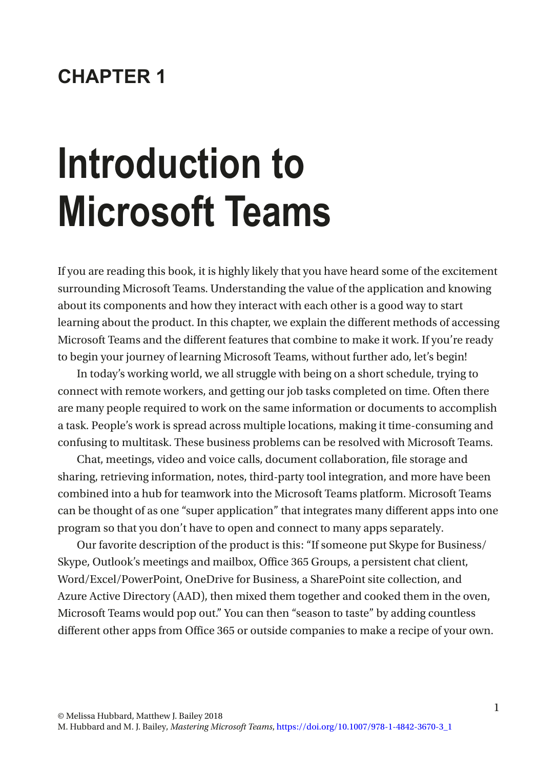# CHAPTER 1

# Introduction to Microsoft Teams

If you are reading this book, it is highly likely that you have heard some of the excitement surrounding Microsoft Teams. Understanding the value of the application and knowing about its components and how they interact with each other is a good way to start learning about the product. In this chapter, we explain the different methods of accessing Microsoft Teams and the different features that combine to make it work. If you're ready to begin your journey of learning Microsoft Teams, without further ado, let's begin!

In today's working world, we all struggle with being on a short schedule, trying to connect with remote workers, and getting our job tasks completed on time. Often there are many people required to work on the same information or documents to accomplish a task. People's work is spread across multiple locations, making it time-consuming and confusing to multitask. These business problems can be resolved with Microsoft Teams.

Chat, meetings, video and voice calls, document collaboration, file storage and sharing, retrieving information, notes, third-party tool integration, and more have been combined into a hub for teamwork into the Microsoft Teams platform. Microsoft Teams can be thought of as one "super application" that integrates many different apps into one program so that you don't have to open and connect to many apps separately.

Our favorite description of the product is this: "If someone put Skype for Business/ Skype, Outlook's meetings and mailbox, Office 365 Groups, a persistent chat client, Word/Excel/PowerPoint, OneDrive for Business, a SharePoint site collection, and Azure Active Directory (AAD), then mixed them together and cooked them in the oven, Microsoft Teams would pop out." You can then "season to taste" by adding countless different other apps from Office 365 or outside companies to make a recipe of your own.

© Melissa Hubbard, Matthew J. Bailey 2018
M. Hubbard and M. J. Bailey, *Mastering Microsoft Teams*, https://doi.org/10.1007/978-1-4842-3670-3_1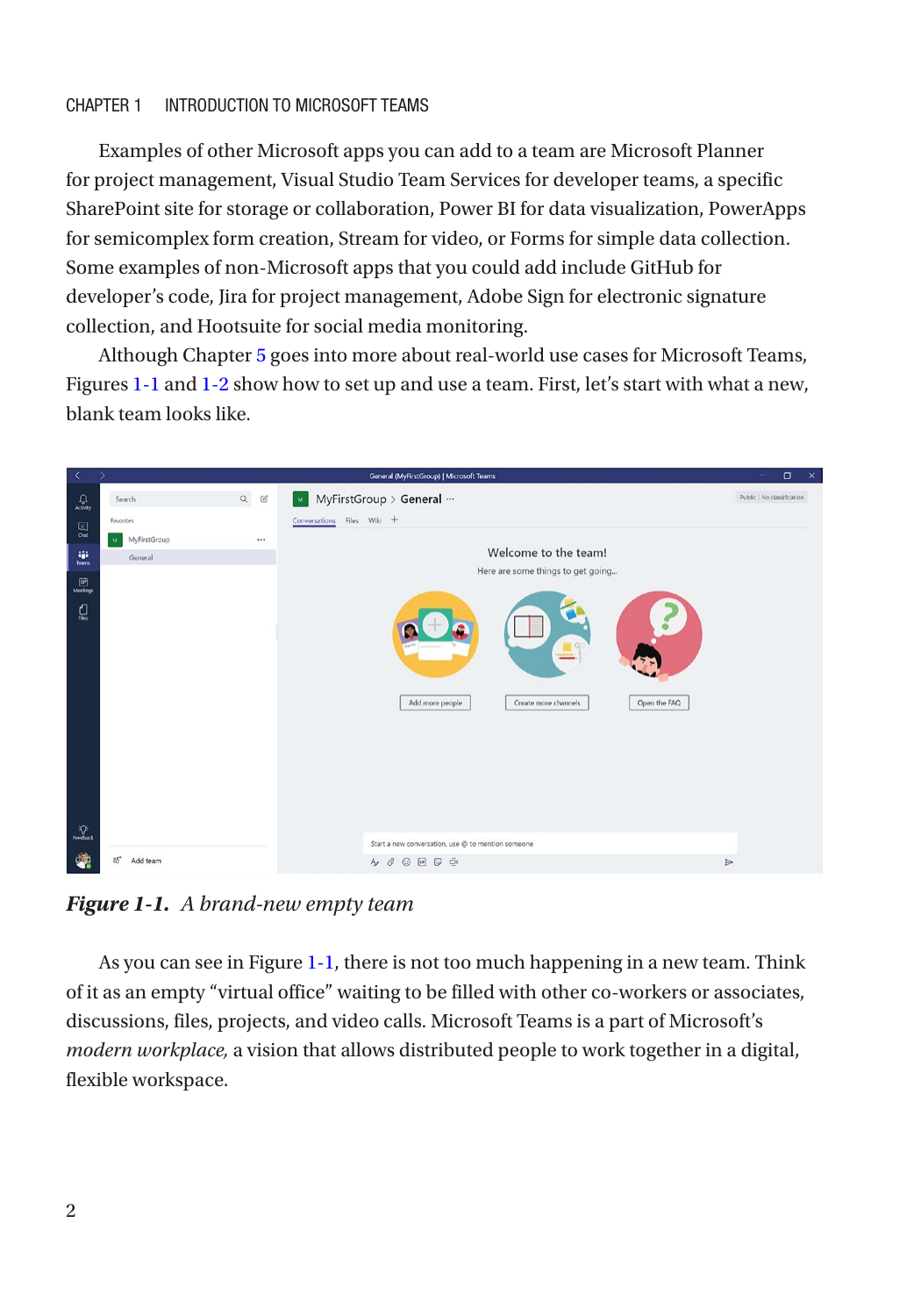Examples of other Microsoft apps you can add to a team are Microsoft Planner for project management, Visual Studio Team Services for developer teams, a specific SharePoint site for storage or collaboration, Power BI for data visualization, PowerApps for semicomplex form creation, Stream for video, or Forms for simple data collection. Some examples of non-Microsoft apps that you could add include GitHub for developer's code, Jira for project management, Adobe Sign for electronic signature collection, and Hootsuite for social media monitoring.

Although Chapter 5 goes into more about real-world use cases for Microsoft Teams, Figures 1-1 and 1-2 show how to set up and use a team. First, let's start with what a new, blank team looks like.

***Figure 1-1.** A brand-new empty team*

As you can see in Figure 1-1, there is not too much happening in a new team. Think of it as an empty "virtual office" waiting to be filled with other co-workers or associates, discussions, files, projects, and video calls. Microsoft Teams is a part of Microsoft's *modern workplace,* a vision that allows distributed people to work together in a digital, flexible workspace.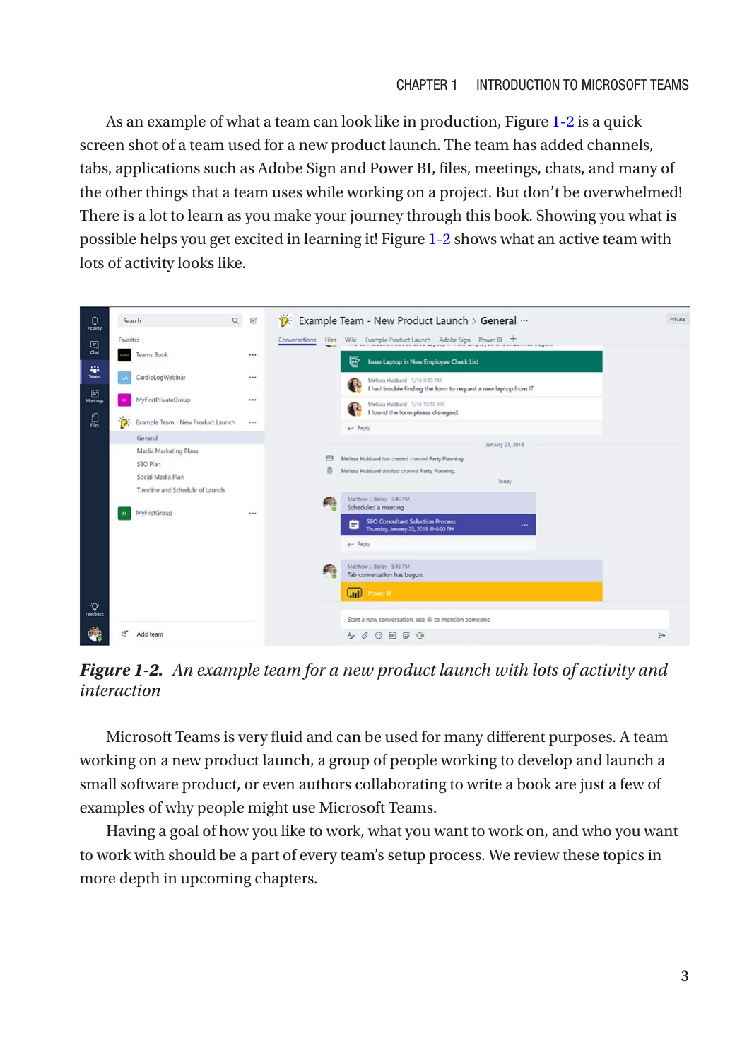As an example of what a team can look like in production, Figure 1-2 is a quick screen shot of a team used for a new product launch. The team has added channels, tabs, applications such as Adobe Sign and Power BI, files, meetings, chats, and many of the other things that a team uses while working on a project. But don't be overwhelmed! There is a lot to learn as you make your journey through this book. Showing you what is possible helps you get excited in learning it! Figure 1-2 shows what an active team with lots of activity looks like.

***Figure 1-2.** An example team for a new product launch with lots of activity and interaction*

Microsoft Teams is very fluid and can be used for many different purposes. A team working on a new product launch, a group of people working to develop and launch a small software product, or even authors collaborating to write a book are just a few of examples of why people might use Microsoft Teams.

Having a goal of how you like to work, what you want to work on, and who you want to work with should be a part of every team's setup process. We review these topics in more depth in upcoming chapters.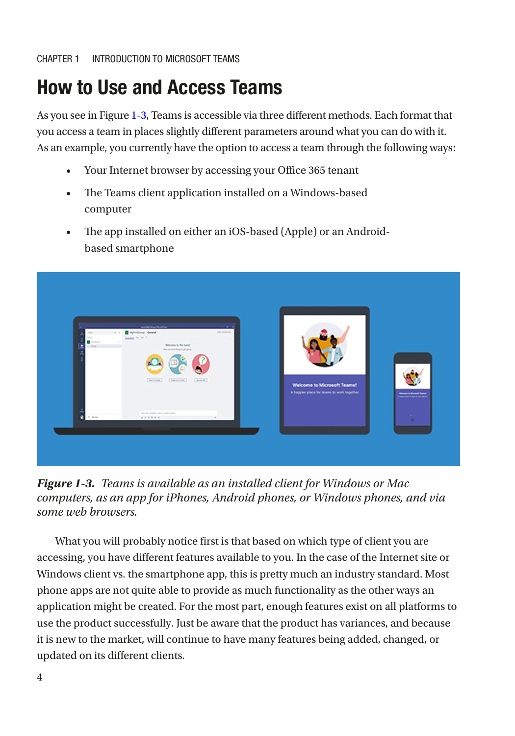## How to Use and Access Teams

As you see in Figure 1-3, Teams is accessible via three different methods. Each format that you access a team in places slightly different parameters around what you can do with it. As an example, you currently have the option to access a team through the following ways:

- Your Internet browser by accessing your Office 365 tenant
- The Teams client application installed on a Windows-based computer
- The app installed on either an iOS-based (Apple) or an Android-based smartphone

***Figure 1-3.*** *Teams is available as an installed client for Windows or Mac computers, as an app for iPhones, Android phones, or Windows phones, and via some web browsers.*

What you will probably notice first is that based on which type of client you are accessing, you have different features available to you. In the case of the Internet site or Windows client vs. the smartphone app, this is pretty much an industry standard. Most phone apps are not quite able to provide as much functionality as the other ways an application might be created. For the most part, enough features exist on all platforms to use the product successfully. Just be aware that the product has variances, and because it is new to the market, will continue to have many features being added, changed, or updated on its different clients.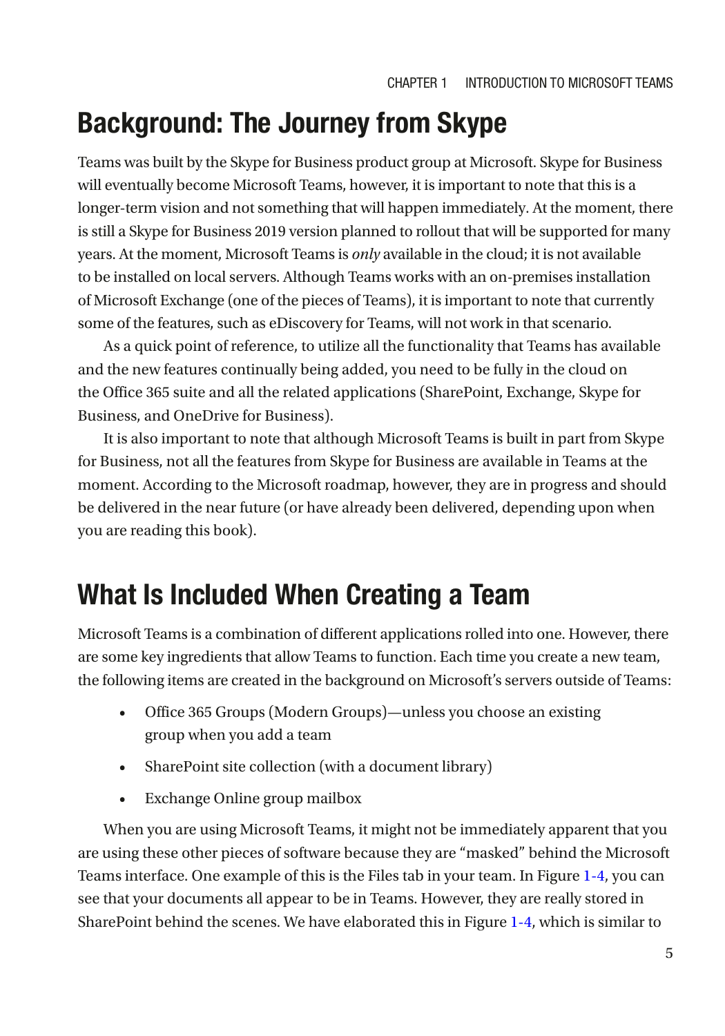## Background: The Journey from Skype

Teams was built by the Skype for Business product group at Microsoft. Skype for Business will eventually become Microsoft Teams, however, it is important to note that this is a longer-term vision and not something that will happen immediately. At the moment, there is still a Skype for Business 2019 version planned to rollout that will be supported for many years. At the moment, Microsoft Teams is *only* available in the cloud; it is not available to be installed on local servers. Although Teams works with an on-premises installation of Microsoft Exchange (one of the pieces of Teams), it is important to note that currently some of the features, such as eDiscovery for Teams, will not work in that scenario.

As a quick point of reference, to utilize all the functionality that Teams has available and the new features continually being added, you need to be fully in the cloud on the Office 365 suite and all the related applications (SharePoint, Exchange, Skype for Business, and OneDrive for Business).

It is also important to note that although Microsoft Teams is built in part from Skype for Business, not all the features from Skype for Business are available in Teams at the moment. According to the Microsoft roadmap, however, they are in progress and should be delivered in the near future (or have already been delivered, depending upon when you are reading this book).

## What Is Included When Creating a Team

Microsoft Teams is a combination of different applications rolled into one. However, there are some key ingredients that allow Teams to function. Each time you create a new team, the following items are created in the background on Microsoft's servers outside of Teams:

- Office 365 Groups (Modern Groups)—unless you choose an existing group when you add a team
- SharePoint site collection (with a document library)
- Exchange Online group mailbox

When you are using Microsoft Teams, it might not be immediately apparent that you are using these other pieces of software because they are "masked" behind the Microsoft Teams interface. One example of this is the Files tab in your team. In Figure 1-4, you can see that your documents all appear to be in Teams. However, they are really stored in SharePoint behind the scenes. We have elaborated this in Figure 1-4, which is similar to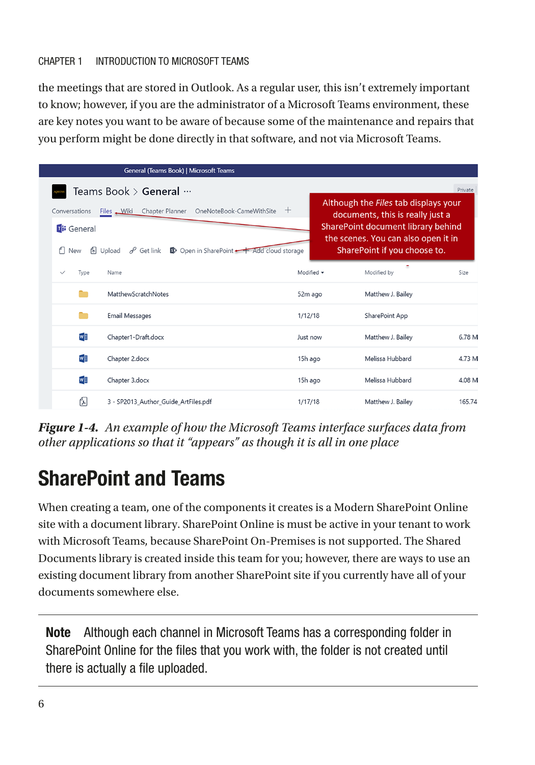the meetings that are stored in Outlook. As a regular user, this isn't extremely important to know; however, if you are the administrator of a Microsoft Teams environment, these are key notes you want to be aware of because some of the maintenance and repairs that you perform might be done directly in that software, and not via Microsoft Teams.

***Figure 1-4.** An example of how the Microsoft Teams interface surfaces data from other applications so that it "appears" as though it is all in one place*

## SharePoint and Teams

When creating a team, one of the components it creates is a Modern SharePoint Online site with a document library. SharePoint Online is must be active in your tenant to work with Microsoft Teams, because SharePoint On-Premises is not supported. The Shared Documents library is created inside this team for you; however, there are ways to use an existing document library from another SharePoint site if you currently have all of your documents somewhere else.

---

**Note** Although each channel in Microsoft Teams has a corresponding folder in SharePoint Online for the files that you work with, the folder is not created until there is actually a file uploaded.

---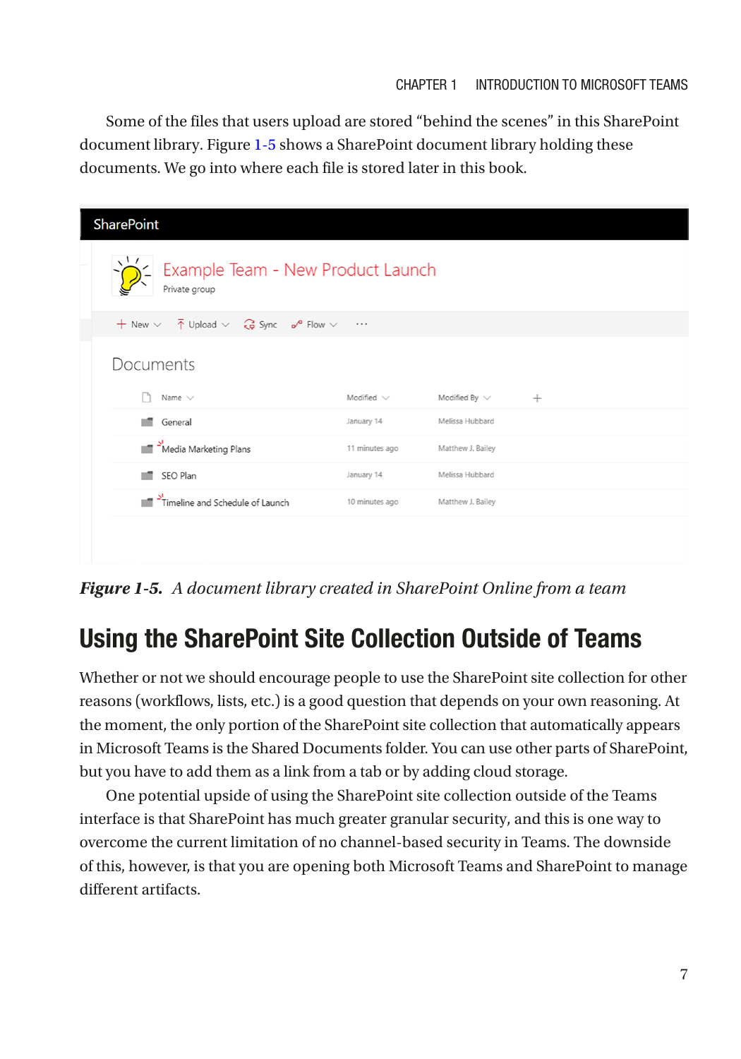Some of the files that users upload are stored "behind the scenes" in this SharePoint document library. Figure 1-5 shows a SharePoint document library holding these documents. We go into where each file is stored later in this book.

***Figure 1-5.** A document library created in SharePoint Online from a team*

## Using the SharePoint Site Collection Outside of Teams

Whether or not we should encourage people to use the SharePoint site collection for other reasons (workflows, lists, etc.) is a good question that depends on your own reasoning. At the moment, the only portion of the SharePoint site collection that automatically appears in Microsoft Teams is the Shared Documents folder. You can use other parts of SharePoint, but you have to add them as a link from a tab or by adding cloud storage.

One potential upside of using the SharePoint site collection outside of the Teams interface is that SharePoint has much greater granular security, and this is one way to overcome the current limitation of no channel-based security in Teams. The downside of this, however, is that you are opening both Microsoft Teams and SharePoint to manage different artifacts.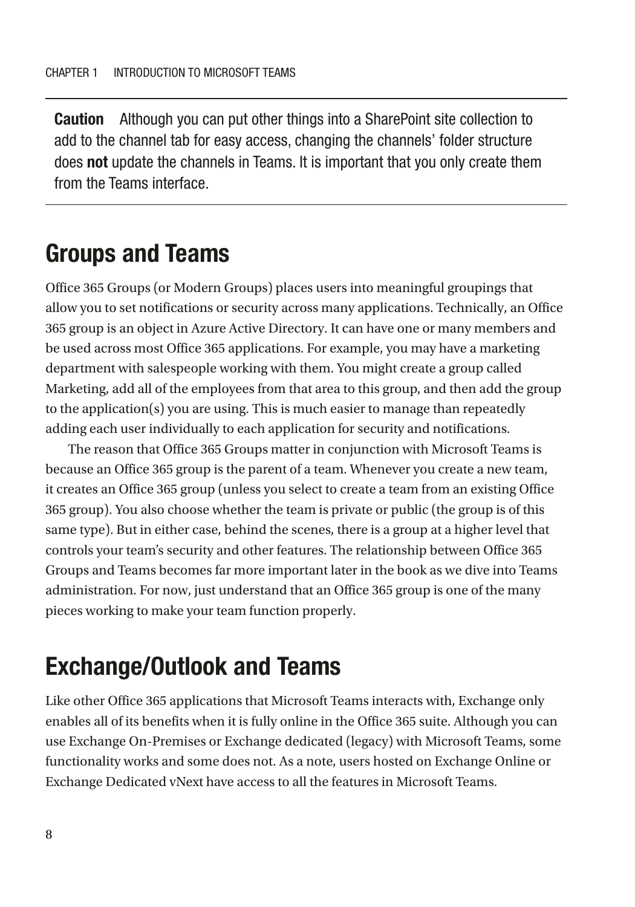> **Caution** Although you can put other things into a SharePoint site collection to add to the channel tab for easy access, changing the channels' folder structure does **not** update the channels in Teams. It is important that you only create them from the Teams interface.

## Groups and Teams

Office 365 Groups (or Modern Groups) places users into meaningful groupings that allow you to set notifications or security across many applications. Technically, an Office 365 group is an object in Azure Active Directory. It can have one or many members and be used across most Office 365 applications. For example, you may have a marketing department with salespeople working with them. You might create a group called Marketing, add all of the employees from that area to this group, and then add the group to the application(s) you are using. This is much easier to manage than repeatedly adding each user individually to each application for security and notifications.

The reason that Office 365 Groups matter in conjunction with Microsoft Teams is because an Office 365 group is the parent of a team. Whenever you create a new team, it creates an Office 365 group (unless you select to create a team from an existing Office 365 group). You also choose whether the team is private or public (the group is of this same type). But in either case, behind the scenes, there is a group at a higher level that controls your team's security and other features. The relationship between Office 365 Groups and Teams becomes far more important later in the book as we dive into Teams administration. For now, just understand that an Office 365 group is one of the many pieces working to make your team function properly.

## Exchange/Outlook and Teams

Like other Office 365 applications that Microsoft Teams interacts with, Exchange only enables all of its benefits when it is fully online in the Office 365 suite. Although you can use Exchange On-Premises or Exchange dedicated (legacy) with Microsoft Teams, some functionality works and some does not. As a note, users hosted on Exchange Online or Exchange Dedicated vNext have access to all the features in Microsoft Teams.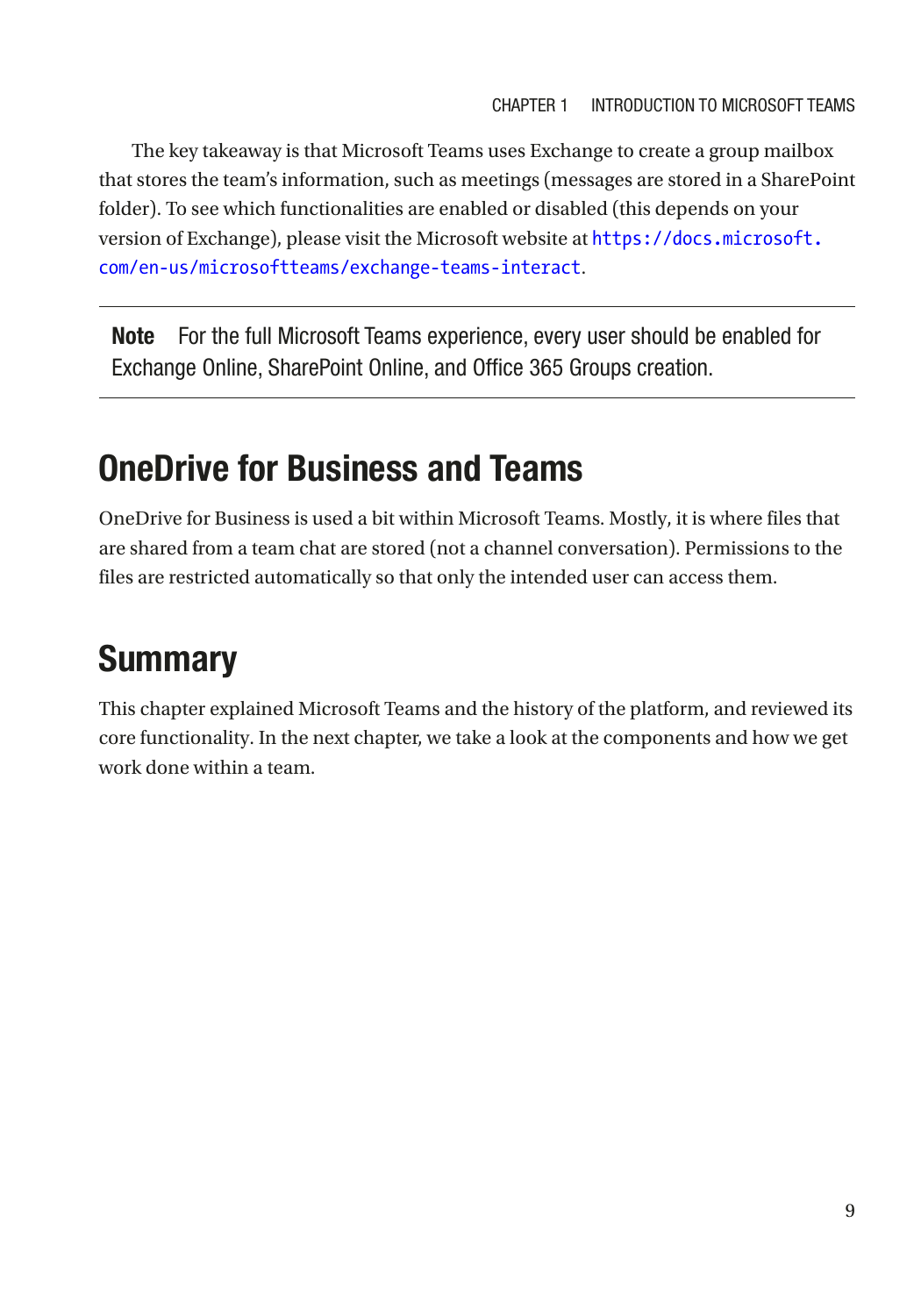The key takeaway is that Microsoft Teams uses Exchange to create a group mailbox that stores the team's information, such as meetings (messages are stored in a SharePoint folder). To see which functionalities are enabled or disabled (this depends on your version of Exchange), please visit the Microsoft website at https://docs.microsoft.com/en-us/microsoftteams/exchange-teams-interact.

---

**Note** For the full Microsoft Teams experience, every user should be enabled for Exchange Online, SharePoint Online, and Office 365 Groups creation.

---

## OneDrive for Business and Teams

OneDrive for Business is used a bit within Microsoft Teams. Mostly, it is where files that are shared from a team chat are stored (not a channel conversation). Permissions to the files are restricted automatically so that only the intended user can access them.

## Summary

This chapter explained Microsoft Teams and the history of the platform, and reviewed its core functionality. In the next chapter, we take a look at the components and how we get work done within a team.